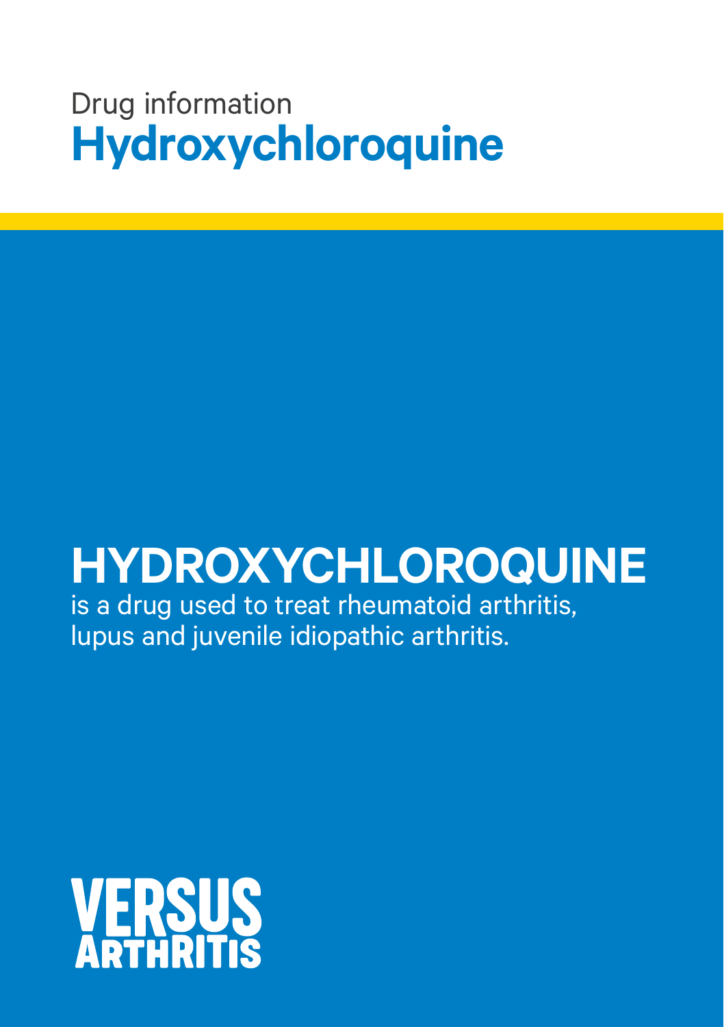Drug information

# Hydroxychloroquine

## HYDROXYCHLOROQUINE

is a drug used to treat rheumatoid arthritis, lupus and juvenile idiopathic arthritis.

VERSUS ARTHRITIS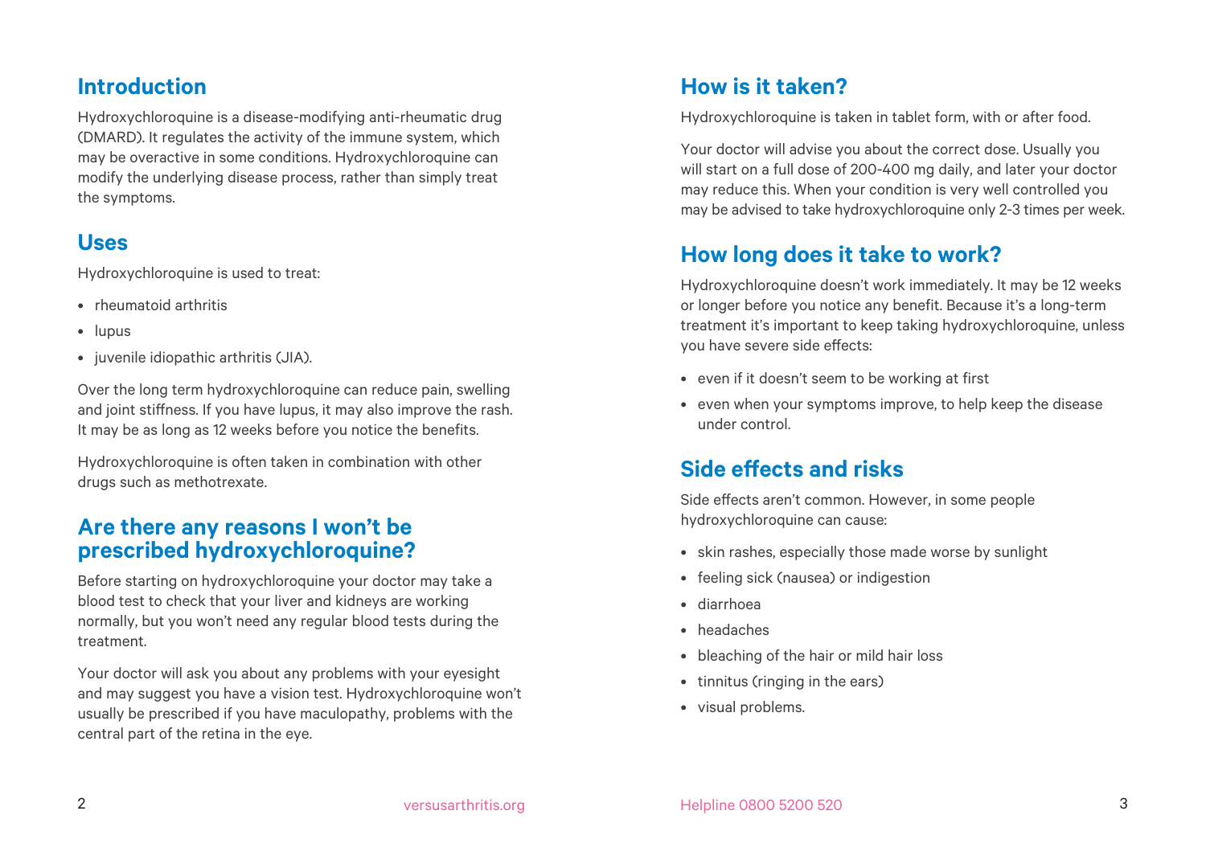## Introduction

Hydroxychloroquine is a disease-modifying anti-rheumatic drug (DMARD). It regulates the activity of the immune system, which may be overactive in some conditions. Hydroxychloroquine can modify the underlying disease process, rather than simply treat the symptoms.

## Uses

Hydroxychloroquine is used to treat:

- rheumatoid arthritis
- lupus
- juvenile idiopathic arthritis (JIA).

Over the long term hydroxychloroquine can reduce pain, swelling and joint stiffness. If you have lupus, it may also improve the rash. It may be as long as 12 weeks before you notice the benefits.

Hydroxychloroquine is often taken in combination with other drugs such as methotrexate.

## Are there any reasons I won't be prescribed hydroxychloroquine?

Before starting on hydroxychloroquine your doctor may take a blood test to check that your liver and kidneys are working normally, but you won't need any regular blood tests during the treatment.

Your doctor will ask you about any problems with your eyesight and may suggest you have a vision test. Hydroxychloroquine won't usually be prescribed if you have maculopathy, problems with the central part of the retina in the eye.

## How is it taken?

Hydroxychloroquine is taken in tablet form, with or after food.

Your doctor will advise you about the correct dose. Usually you will start on a full dose of 200-400 mg daily, and later your doctor may reduce this. When your condition is very well controlled you may be advised to take hydroxychloroquine only 2-3 times per week.

## How long does it take to work?

Hydroxychloroquine doesn't work immediately. It may be 12 weeks or longer before you notice any benefit. Because it's a long-term treatment it's important to keep taking hydroxychloroquine, unless you have severe side effects:

- even if it doesn't seem to be working at first
- even when your symptoms improve, to help keep the disease under control.

## Side effects and risks

Side effects aren't common. However, in some people hydroxychloroquine can cause:

- skin rashes, especially those made worse by sunlight
- feeling sick (nausea) or indigestion
- diarrhoea
- headaches
- bleaching of the hair or mild hair loss
- tinnitus (ringing in the ears)
- visual problems.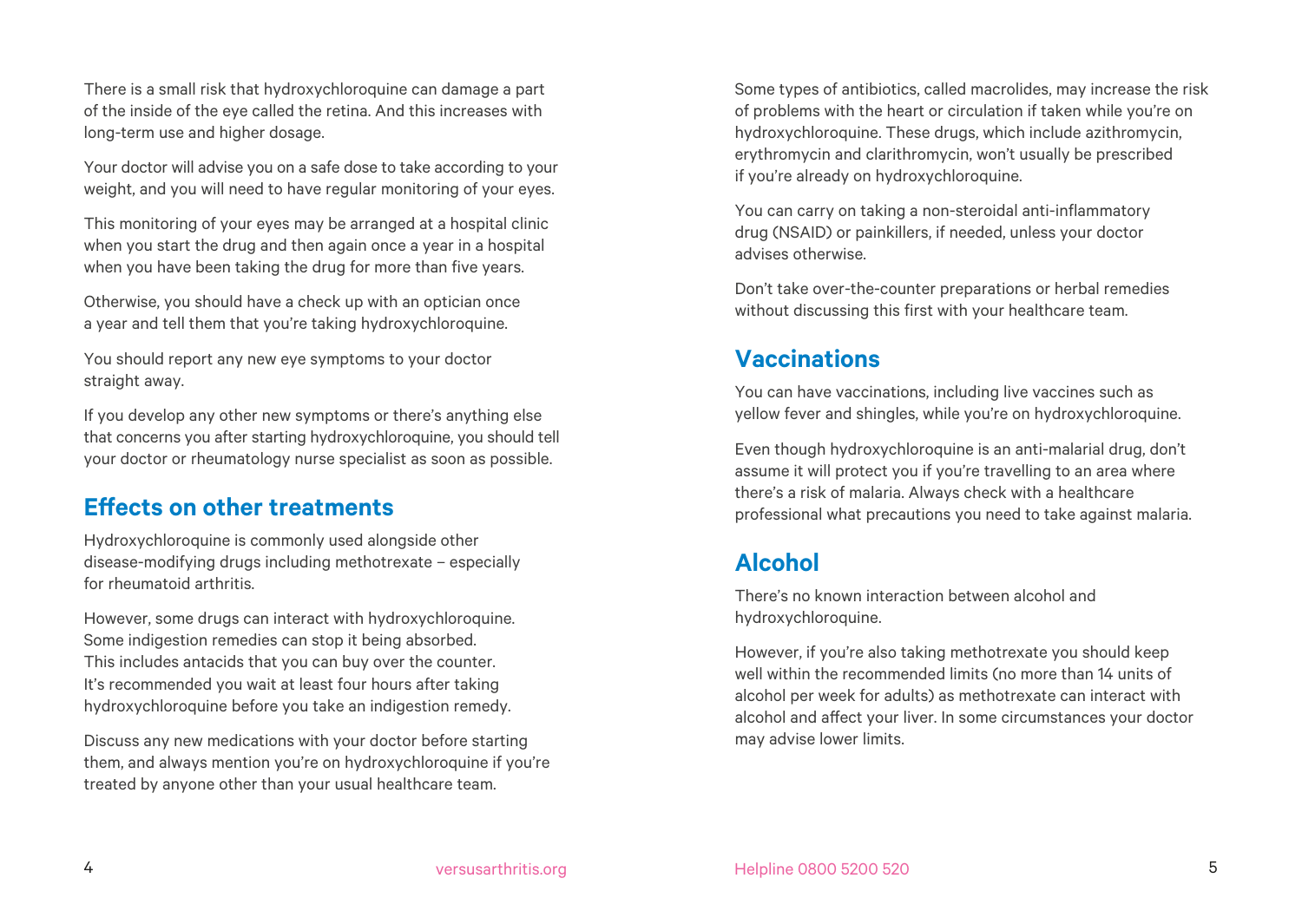There is a small risk that hydroxychloroquine can damage a part of the inside of the eye called the retina. And this increases with long-term use and higher dosage.

Your doctor will advise you on a safe dose to take according to your weight, and you will need to have regular monitoring of your eyes.

This monitoring of your eyes may be arranged at a hospital clinic when you start the drug and then again once a year in a hospital when you have been taking the drug for more than five years.

Otherwise, you should have a check up with an optician once a year and tell them that you're taking hydroxychloroquine.

You should report any new eye symptoms to your doctor straight away.

If you develop any other new symptoms or there's anything else that concerns you after starting hydroxychloroquine, you should tell your doctor or rheumatology nurse specialist as soon as possible.

## Effects on other treatments

Hydroxychloroquine is commonly used alongside other disease-modifying drugs including methotrexate – especially for rheumatoid arthritis.

However, some drugs can interact with hydroxychloroquine. Some indigestion remedies can stop it being absorbed. This includes antacids that you can buy over the counter. It's recommended you wait at least four hours after taking hydroxychloroquine before you take an indigestion remedy.

Discuss any new medications with your doctor before starting them, and always mention you're on hydroxychloroquine if you're treated by anyone other than your usual healthcare team.

Some types of antibiotics, called macrolides, may increase the risk of problems with the heart or circulation if taken while you're on hydroxychloroquine. These drugs, which include azithromycin, erythromycin and clarithromycin, won't usually be prescribed if you're already on hydroxychloroquine.

You can carry on taking a non-steroidal anti-inflammatory drug (NSAID) or painkillers, if needed, unless your doctor advises otherwise.

Don't take over-the-counter preparations or herbal remedies without discussing this first with your healthcare team.

## Vaccinations

You can have vaccinations, including live vaccines such as yellow fever and shingles, while you're on hydroxychloroquine.

Even though hydroxychloroquine is an anti-malarial drug, don't assume it will protect you if you're travelling to an area where there's a risk of malaria. Always check with a healthcare professional what precautions you need to take against malaria.

## Alcohol

There's no known interaction between alcohol and hydroxychloroquine.

However, if you're also taking methotrexate you should keep well within the recommended limits (no more than 14 units of alcohol per week for adults) as methotrexate can interact with alcohol and affect your liver. In some circumstances your doctor may advise lower limits.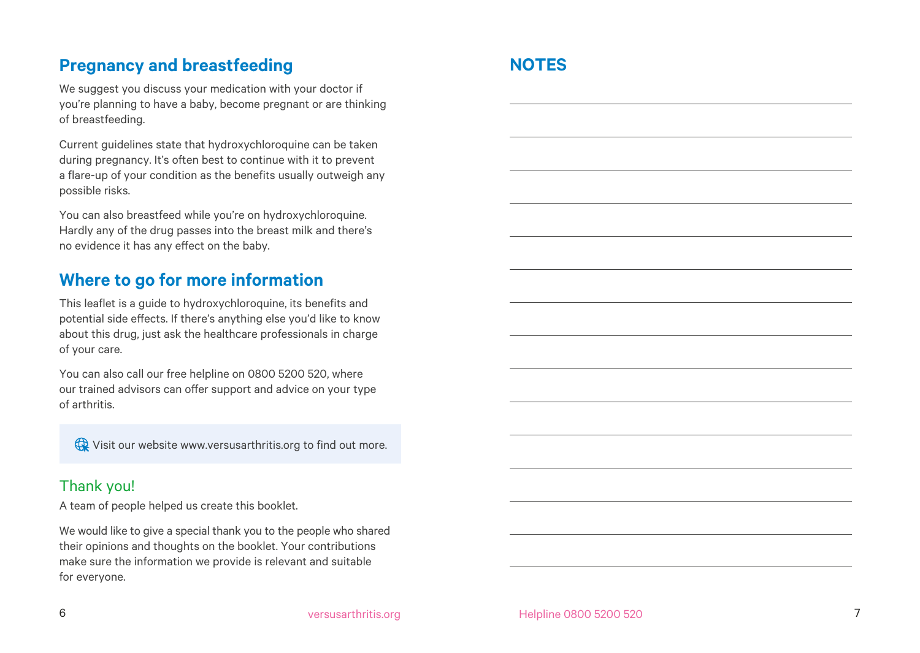## Pregnancy and breastfeeding

We suggest you discuss your medication with your doctor if you're planning to have a baby, become pregnant or are thinking of breastfeeding.

Current guidelines state that hydroxychloroquine can be taken during pregnancy. It's often best to continue with it to prevent a flare-up of your condition as the benefits usually outweigh any possible risks.

You can also breastfeed while you're on hydroxychloroquine. Hardly any of the drug passes into the breast milk and there's no evidence it has any effect on the baby.

## Where to go for more information

This leaflet is a guide to hydroxychloroquine, its benefits and potential side effects. If there's anything else you'd like to know about this drug, just ask the healthcare professionals in charge of your care.

You can also call our free helpline on 0800 5200 520, where our trained advisors can offer support and advice on your type of arthritis.

Visit our website www.versusarthritis.org to find out more.

### Thank you!

A team of people helped us create this booklet.

We would like to give a special thank you to the people who shared their opinions and thoughts on the booklet. Your contributions make sure the information we provide is relevant and suitable for everyone.

## NOTES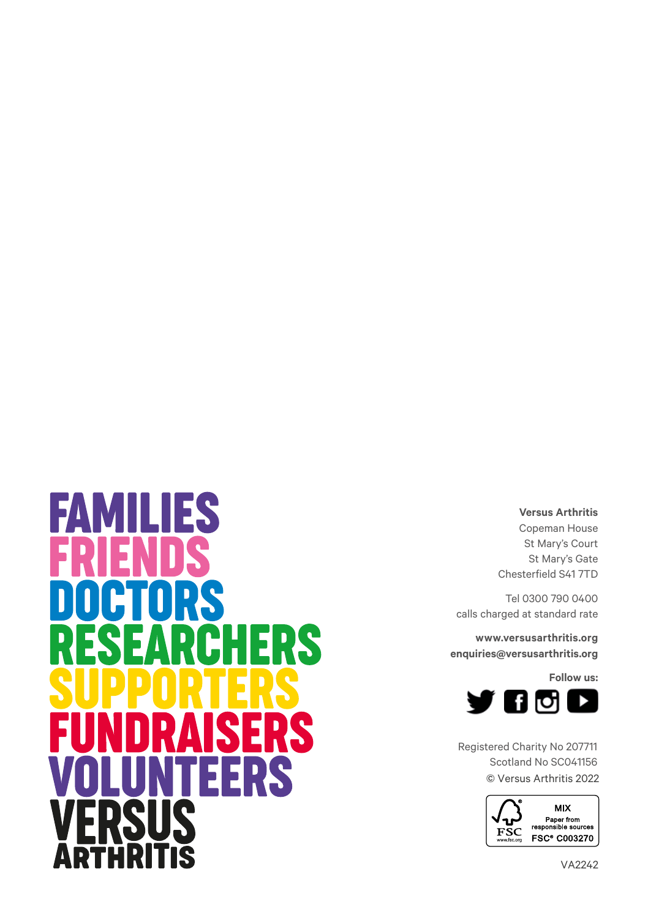FAMILIES
FRIENDS
DOCTORS
RESEARCHERS
SUPPORTERS
FUNDRAISERS
VOLUNTEERS
VERSUS
ARTHRITIS

**Versus Arthritis**
Copeman House
St Mary's Court
St Mary's Gate
Chesterfield S41 7TD

Tel 0300 790 0400
calls charged at standard rate

**www.versusarthritis.org**
**enquiries@versusarthritis.org**

**Follow us:**

Registered Charity No 207711
Scotland No SC041156
© Versus Arthritis 2022

MIX
Paper from responsible sources
FSC® C003270
FSC www.fsc.org

VA2242